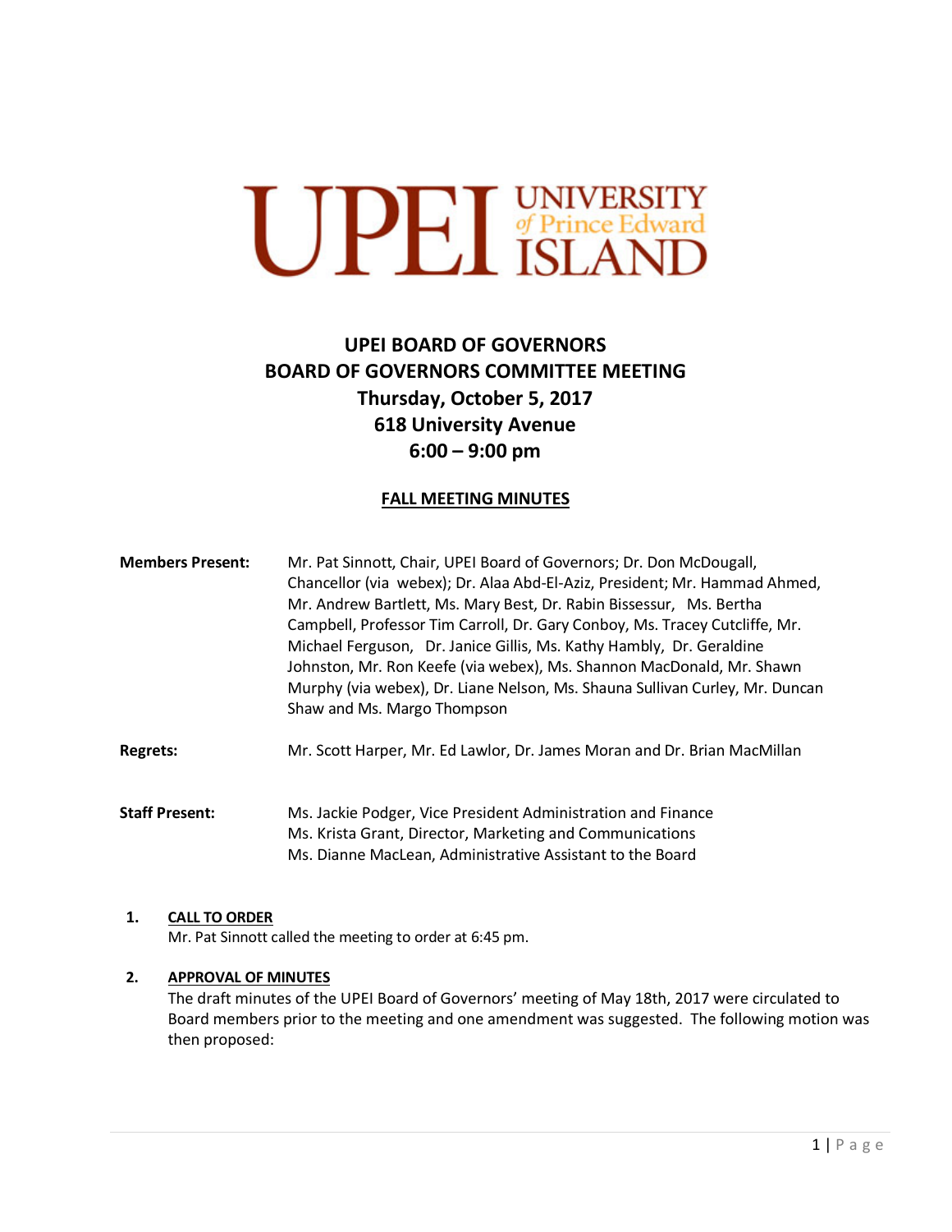UPEI UNIVERSITY of Prince Edward ISLAND

# UPEI BOARD OF GOVERNORS
# BOARD OF GOVERNORS COMMITTEE MEETING
## Thursday, October 5, 2017
## 618 University Avenue
## 6:00 – 9:00 pm

**FALL MEETING MINUTES**

**Members Present:** Mr. Pat Sinnott, Chair, UPEI Board of Governors; Dr. Don McDougall, Chancellor (via webex); Dr. Alaa Abd-El-Aziz, President; Mr. Hammad Ahmed, Mr. Andrew Bartlett, Ms. Mary Best, Dr. Rabin Bissessur, Ms. Bertha Campbell, Professor Tim Carroll, Dr. Gary Conboy, Ms. Tracey Cutcliffe, Mr. Michael Ferguson, Dr. Janice Gillis, Ms. Kathy Hambly, Dr. Geraldine Johnston, Mr. Ron Keefe (via webex), Ms. Shannon MacDonald, Mr. Shawn Murphy (via webex), Dr. Liane Nelson, Ms. Shauna Sullivan Curley, Mr. Duncan Shaw and Ms. Margo Thompson

**Regrets:** Mr. Scott Harper, Mr. Ed Lawlor, Dr. James Moran and Dr. Brian MacMillan

**Staff Present:** Ms. Jackie Podger, Vice President Administration and Finance
Ms. Krista Grant, Director, Marketing and Communications
Ms. Dianne MacLean, Administrative Assistant to the Board

1. **CALL TO ORDER**
   Mr. Pat Sinnott called the meeting to order at 6:45 pm.

2. **APPROVAL OF MINUTES**
   The draft minutes of the UPEI Board of Governors' meeting of May 18th, 2017 were circulated to Board members prior to the meeting and one amendment was suggested. The following motion was then proposed: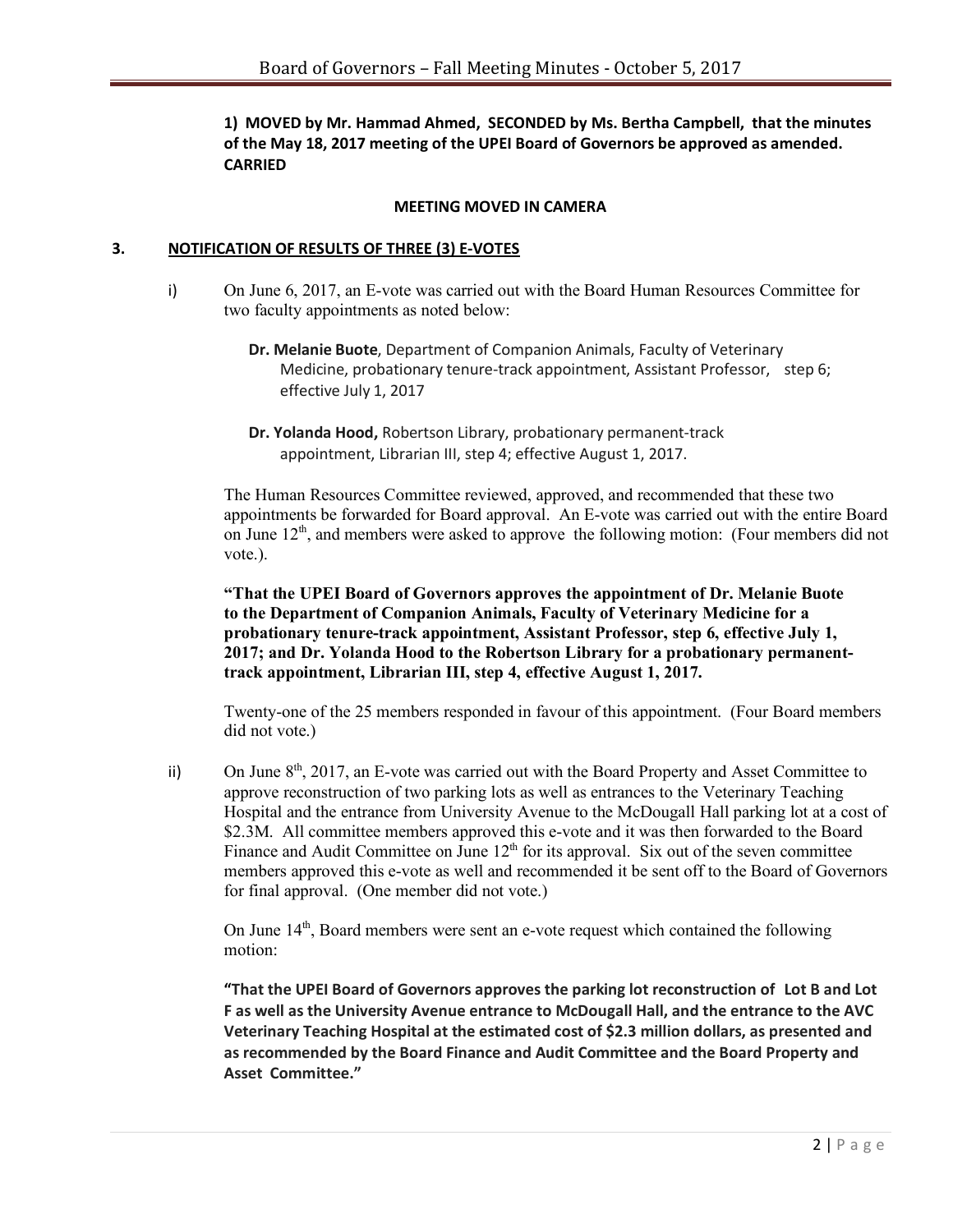**1) MOVED by Mr. Hammad Ahmed, SECONDED by Ms. Bertha Campbell, that the minutes of the May 18, 2017 meeting of the UPEI Board of Governors be approved as amended. CARRIED**

**MEETING MOVED IN CAMERA**

## 3. NOTIFICATION OF RESULTS OF THREE (3) E-VOTES

i) On June 6, 2017, an E-vote was carried out with the Board Human Resources Committee for two faculty appointments as noted below:

**Dr. Melanie Buote**, Department of Companion Animals, Faculty of Veterinary Medicine, probationary tenure-track appointment, Assistant Professor, step 6; effective July 1, 2017

**Dr. Yolanda Hood,** Robertson Library, probationary permanent-track appointment, Librarian III, step 4; effective August 1, 2017.

The Human Resources Committee reviewed, approved, and recommended that these two appointments be forwarded for Board approval. An E-vote was carried out with the entire Board on June 12th, and members were asked to approve the following motion: (Four members did not vote.).

**"That the UPEI Board of Governors approves the appointment of Dr. Melanie Buote to the Department of Companion Animals, Faculty of Veterinary Medicine for a probationary tenure-track appointment, Assistant Professor, step 6, effective July 1, 2017; and Dr. Yolanda Hood to the Robertson Library for a probationary permanent-track appointment, Librarian III, step 4, effective August 1, 2017.**

Twenty-one of the 25 members responded in favour of this appointment. (Four Board members did not vote.)

ii) On June 8th, 2017, an E-vote was carried out with the Board Property and Asset Committee to approve reconstruction of two parking lots as well as entrances to the Veterinary Teaching Hospital and the entrance from University Avenue to the McDougall Hall parking lot at a cost of \$2.3M. All committee members approved this e-vote and it was then forwarded to the Board Finance and Audit Committee on June 12th for its approval. Six out of the seven committee members approved this e-vote as well and recommended it be sent off to the Board of Governors for final approval. (One member did not vote.)

On June 14th, Board members were sent an e-vote request which contained the following motion:

**"That the UPEI Board of Governors approves the parking lot reconstruction of Lot B and Lot F as well as the University Avenue entrance to McDougall Hall, and the entrance to the AVC Veterinary Teaching Hospital at the estimated cost of \$2.3 million dollars, as presented and as recommended by the Board Finance and Audit Committee and the Board Property and Asset Committee."**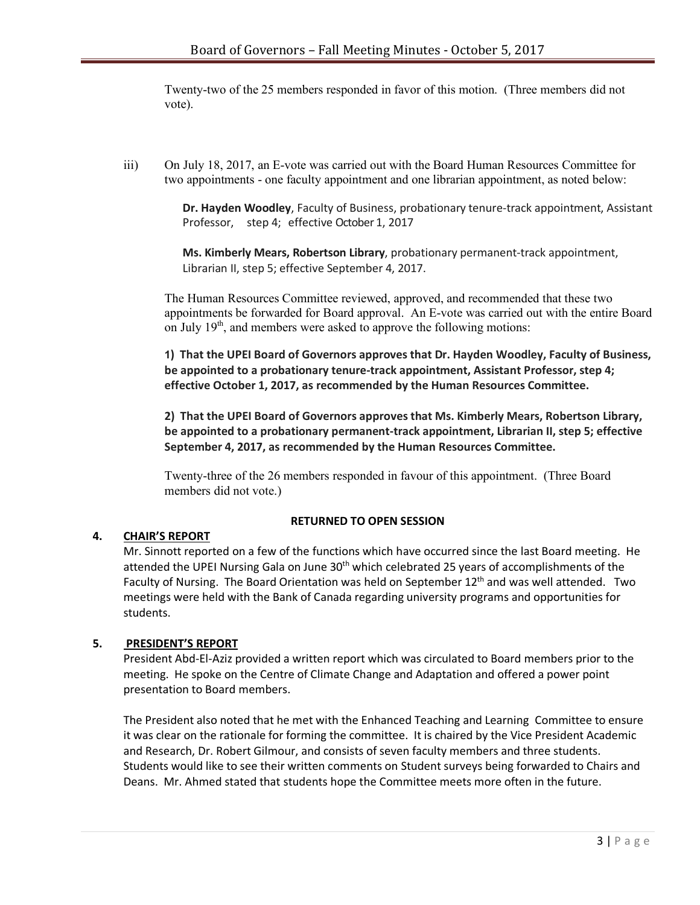Twenty-two of the 25 members responded in favor of this motion. (Three members did not vote).

iii) On July 18, 2017, an E-vote was carried out with the Board Human Resources Committee for two appointments - one faculty appointment and one librarian appointment, as noted below:

**Dr. Hayden Woodley**, Faculty of Business, probationary tenure-track appointment, Assistant Professor, step 4; effective October 1, 2017

**Ms. Kimberly Mears, Robertson Library**, probationary permanent-track appointment, Librarian II, step 5; effective September 4, 2017.

The Human Resources Committee reviewed, approved, and recommended that these two appointments be forwarded for Board approval. An E-vote was carried out with the entire Board on July 19th, and members were asked to approve the following motions:

**1) That the UPEI Board of Governors approves that Dr. Hayden Woodley, Faculty of Business, be appointed to a probationary tenure-track appointment, Assistant Professor, step 4; effective October 1, 2017, as recommended by the Human Resources Committee.**

**2) That the UPEI Board of Governors approves that Ms. Kimberly Mears, Robertson Library, be appointed to a probationary permanent-track appointment, Librarian II, step 5; effective September 4, 2017, as recommended by the Human Resources Committee.**

Twenty-three of the 26 members responded in favour of this appointment. (Three Board members did not vote.)

**RETURNED TO OPEN SESSION**

## 4. CHAIR'S REPORT

Mr. Sinnott reported on a few of the functions which have occurred since the last Board meeting. He attended the UPEI Nursing Gala on June 30th which celebrated 25 years of accomplishments of the Faculty of Nursing. The Board Orientation was held on September 12th and was well attended. Two meetings were held with the Bank of Canada regarding university programs and opportunities for students.

## 5. PRESIDENT'S REPORT

President Abd-El-Aziz provided a written report which was circulated to Board members prior to the meeting. He spoke on the Centre of Climate Change and Adaptation and offered a power point presentation to Board members.

The President also noted that he met with the Enhanced Teaching and Learning Committee to ensure it was clear on the rationale for forming the committee. It is chaired by the Vice President Academic and Research, Dr. Robert Gilmour, and consists of seven faculty members and three students. Students would like to see their written comments on Student surveys being forwarded to Chairs and Deans. Mr. Ahmed stated that students hope the Committee meets more often in the future.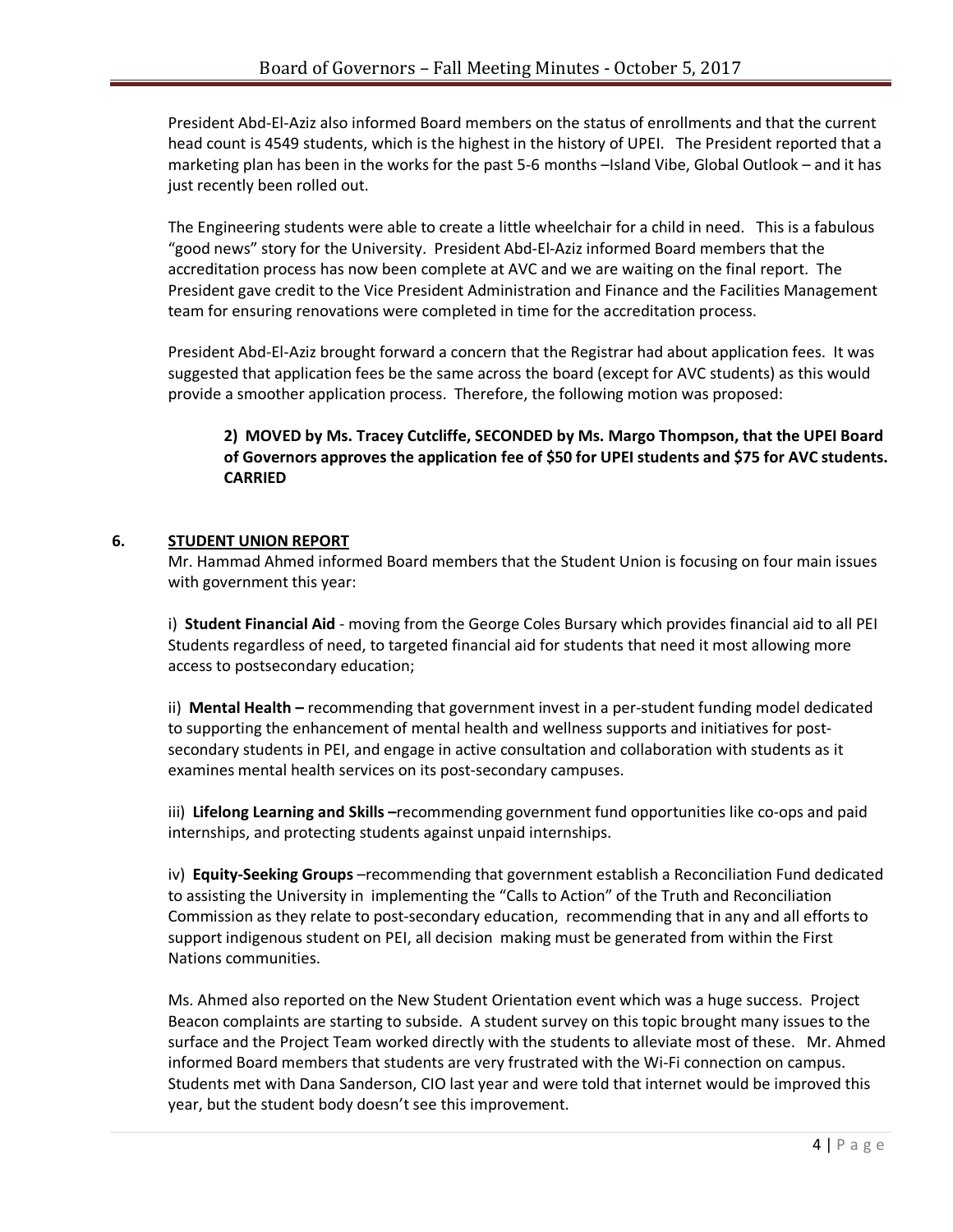President Abd-El-Aziz also informed Board members on the status of enrollments and that the current head count is 4549 students, which is the highest in the history of UPEI. The President reported that a marketing plan has been in the works for the past 5-6 months –Island Vibe, Global Outlook – and it has just recently been rolled out.

The Engineering students were able to create a little wheelchair for a child in need. This is a fabulous "good news" story for the University. President Abd-El-Aziz informed Board members that the accreditation process has now been complete at AVC and we are waiting on the final report. The President gave credit to the Vice President Administration and Finance and the Facilities Management team for ensuring renovations were completed in time for the accreditation process.

President Abd-El-Aziz brought forward a concern that the Registrar had about application fees. It was suggested that application fees be the same across the board (except for AVC students) as this would provide a smoother application process. Therefore, the following motion was proposed:

> **2) MOVED by Ms. Tracey Cutcliffe, SECONDED by Ms. Margo Thompson, that the UPEI Board of Governors approves the application fee of $50 for UPEI students and $75 for AVC students. CARRIED**

## 6. STUDENT UNION REPORT

Mr. Hammad Ahmed informed Board members that the Student Union is focusing on four main issues with government this year:

i) **Student Financial Aid** - moving from the George Coles Bursary which provides financial aid to all PEI Students regardless of need, to targeted financial aid for students that need it most allowing more access to postsecondary education;

ii) **Mental Health –** recommending that government invest in a per-student funding model dedicated to supporting the enhancement of mental health and wellness supports and initiatives for post-secondary students in PEI, and engage in active consultation and collaboration with students as it examines mental health services on its post-secondary campuses.

iii) **Lifelong Learning and Skills –**recommending government fund opportunities like co-ops and paid internships, and protecting students against unpaid internships.

iv) **Equity-Seeking Groups** –recommending that government establish a Reconciliation Fund dedicated to assisting the University in implementing the "Calls to Action" of the Truth and Reconciliation Commission as they relate to post-secondary education, recommending that in any and all efforts to support indigenous student on PEI, all decision making must be generated from within the First Nations communities.

Ms. Ahmed also reported on the New Student Orientation event which was a huge success. Project Beacon complaints are starting to subside. A student survey on this topic brought many issues to the surface and the Project Team worked directly with the students to alleviate most of these. Mr. Ahmed informed Board members that students are very frustrated with the Wi-Fi connection on campus. Students met with Dana Sanderson, CIO last year and were told that internet would be improved this year, but the student body doesn't see this improvement.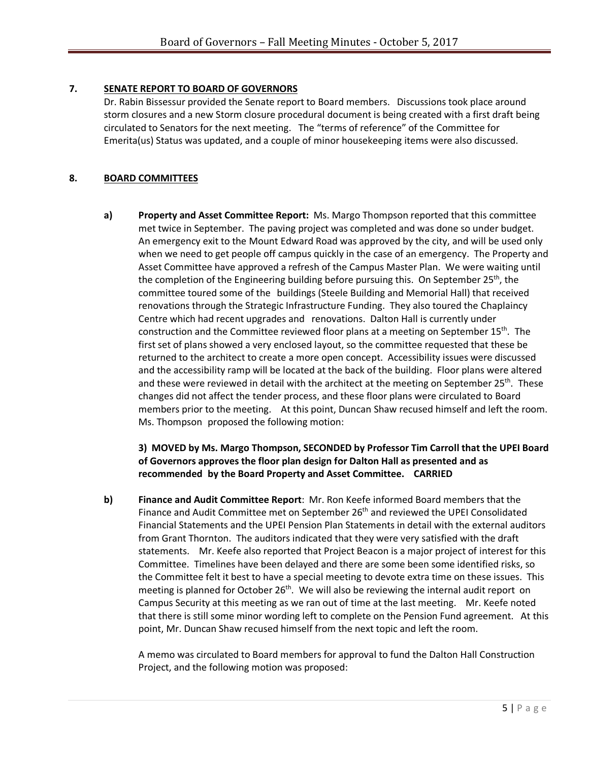## 7. SENATE REPORT TO BOARD OF GOVERNORS

Dr. Rabin Bissessur provided the Senate report to Board members. Discussions took place around storm closures and a new Storm closure procedural document is being created with a first draft being circulated to Senators for the next meeting. The "terms of reference" of the Committee for Emerita(us) Status was updated, and a couple of minor housekeeping items were also discussed.

## 8. BOARD COMMITTEES

**a) Property and Asset Committee Report:** Ms. Margo Thompson reported that this committee met twice in September. The paving project was completed and was done so under budget. An emergency exit to the Mount Edward Road was approved by the city, and will be used only when we need to get people off campus quickly in the case of an emergency. The Property and Asset Committee have approved a refresh of the Campus Master Plan. We were waiting until the completion of the Engineering building before pursuing this. On September 25th, the committee toured some of the buildings (Steele Building and Memorial Hall) that received renovations through the Strategic Infrastructure Funding. They also toured the Chaplaincy Centre which had recent upgrades and renovations. Dalton Hall is currently under construction and the Committee reviewed floor plans at a meeting on September 15th. The first set of plans showed a very enclosed layout, so the committee requested that these be returned to the architect to create a more open concept. Accessibility issues were discussed and the accessibility ramp will be located at the back of the building. Floor plans were altered and these were reviewed in detail with the architect at the meeting on September 25th. These changes did not affect the tender process, and these floor plans were circulated to Board members prior to the meeting. At this point, Duncan Shaw recused himself and left the room. Ms. Thompson proposed the following motion:

**3) MOVED by Ms. Margo Thompson, SECONDED by Professor Tim Carroll that the UPEI Board of Governors approves the floor plan design for Dalton Hall as presented and as recommended by the Board Property and Asset Committee. CARRIED**

**b) Finance and Audit Committee Report**: Mr. Ron Keefe informed Board members that the Finance and Audit Committee met on September 26th and reviewed the UPEI Consolidated Financial Statements and the UPEI Pension Plan Statements in detail with the external auditors from Grant Thornton. The auditors indicated that they were very satisfied with the draft statements. Mr. Keefe also reported that Project Beacon is a major project of interest for this Committee. Timelines have been delayed and there are some been some identified risks, so the Committee felt it best to have a special meeting to devote extra time on these issues. This meeting is planned for October 26th. We will also be reviewing the internal audit report on Campus Security at this meeting as we ran out of time at the last meeting. Mr. Keefe noted that there is still some minor wording left to complete on the Pension Fund agreement. At this point, Mr. Duncan Shaw recused himself from the next topic and left the room.

A memo was circulated to Board members for approval to fund the Dalton Hall Construction Project, and the following motion was proposed: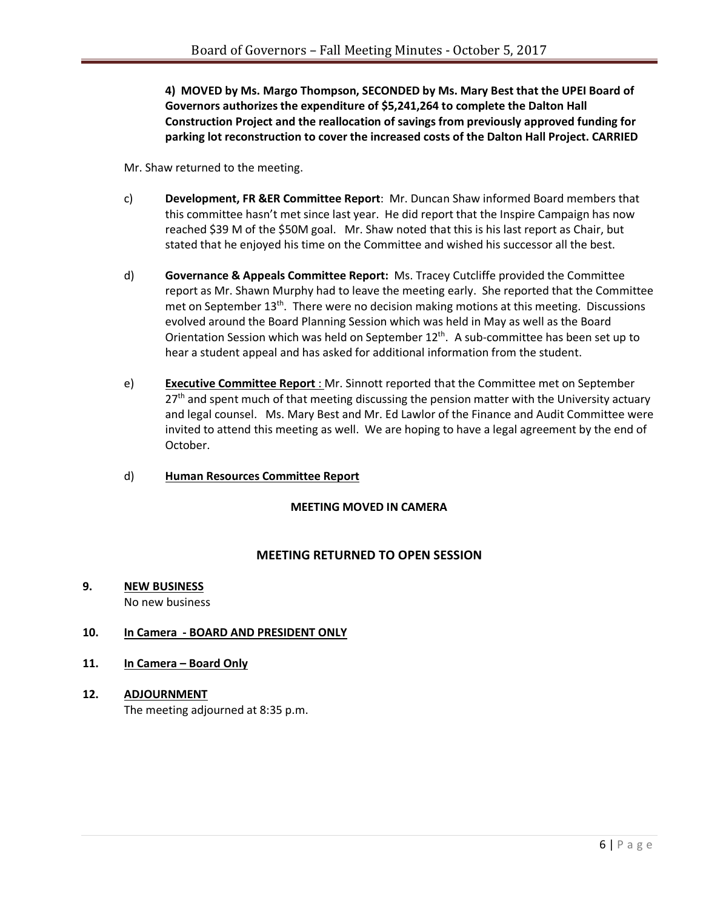**4) MOVED by Ms. Margo Thompson, SECONDED by Ms. Mary Best that the UPEI Board of Governors authorizes the expenditure of $5,241,264 to complete the Dalton Hall Construction Project and the reallocation of savings from previously approved funding for parking lot reconstruction to cover the increased costs of the Dalton Hall Project. CARRIED**

Mr. Shaw returned to the meeting.

c) **Development, FR &ER Committee Report**: Mr. Duncan Shaw informed Board members that this committee hasn't met since last year. He did report that the Inspire Campaign has now reached $39 M of the $50M goal. Mr. Shaw noted that this is his last report as Chair, but stated that he enjoyed his time on the Committee and wished his successor all the best.

d) **Governance & Appeals Committee Report:** Ms. Tracey Cutcliffe provided the Committee report as Mr. Shawn Murphy had to leave the meeting early. She reported that the Committee met on September 13th. There were no decision making motions at this meeting. Discussions evolved around the Board Planning Session which was held in May as well as the Board Orientation Session which was held on September 12th. A sub-committee has been set up to hear a student appeal and has asked for additional information from the student.

e) **Executive Committee Report** : Mr. Sinnott reported that the Committee met on September 27th and spent much of that meeting discussing the pension matter with the University actuary and legal counsel. Ms. Mary Best and Mr. Ed Lawlor of the Finance and Audit Committee were invited to attend this meeting as well. We are hoping to have a legal agreement by the end of October.

d) **Human Resources Committee Report**

**MEETING MOVED IN CAMERA**

**MEETING RETURNED TO OPEN SESSION**

**9. NEW BUSINESS**

No new business

**10. In Camera - BOARD AND PRESIDENT ONLY**

**11. In Camera – Board Only**

**12. ADJOURNMENT**

The meeting adjourned at 8:35 p.m.